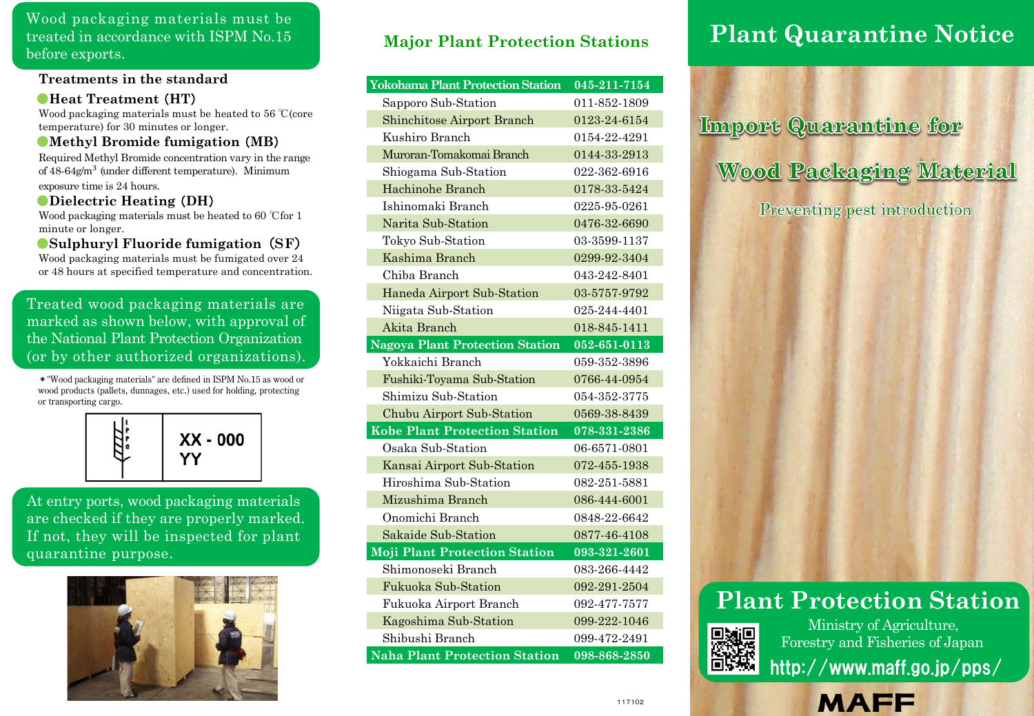Wood packaging materials must be treated in accordance with ISPM No.15 before exports.

### Treatments in the standard

**Heat Treatment (HT)**

Wood packaging materials must be heated to 56 ℃(core temperature) for 30 minutes or longer.

**Methyl Bromide fumigation (MB)**

Required Methyl Bromide concentration vary in the range of 48-64g/m$^3$ (under different temperature). Minimum exposure time is 24 hours.

**Dielectric Heating (DH)**

Wood packaging materials must be heated to 60 ℃for 1 minute or longer.

**Sulphuryl Fluoride fumigation (SF)**

Wood packaging materials must be fumigated over 24 or 48 hours at specified temperature and concentration.

Treated wood packaging materials are marked as shown below, with approval of the National Plant Protection Organization (or by other authorized organizations).

＊"Wood packaging materials" are defined in ISPM No.15 as wood or wood products (pallets, dunnages, etc.) used for holding, protecting or transporting cargo.

XX - 000
YY

At entry ports, wood packaging materials are checked if they are properly marked. If not, they will be inspected for plant quarantine purpose.

## Major Plant Protection Stations

| Station | Phone |
|---|---|
| **Yokohama Plant Protection Station** | **045-211-7154** |
| Sapporo Sub-Station | 011-852-1809 |
| Shinchitose Airport Branch | 0123-24-6154 |
| Kushiro Branch | 0154-22-4291 |
| Muroran-Tomakomai Branch | 0144-33-2913 |
| Shiogama Sub-Station | 022-362-6916 |
| Hachinohe Branch | 0178-33-5424 |
| Ishinomaki Branch | 0225-95-0261 |
| Narita Sub-Station | 0476-32-6690 |
| Tokyo Sub-Station | 03-3599-1137 |
| Kashima Branch | 0299-92-3404 |
| Chiba Branch | 043-242-8401 |
| Haneda Airport Sub-Station | 03-5757-9792 |
| Niigata Sub-Station | 025-244-4401 |
| Akita Branch | 018-845-1411 |
| **Nagoya Plant Protection Station** | **052-651-0113** |
| Yokkaichi Branch | 059-352-3896 |
| Fushiki-Toyama Sub-Station | 0766-44-0954 |
| Shimizu Sub-Station | 054-352-3775 |
| Chubu Airport Sub-Station | 0569-38-8439 |
| **Kobe Plant Protection Station** | **078-331-2386** |
| Osaka Sub-Station | 06-6571-0801 |
| Kansai Airport Sub-Station | 072-455-1938 |
| Hiroshima Sub-Station | 082-251-5881 |
| Mizushima Branch | 086-444-6001 |
| Onomichi Branch | 0848-22-6642 |
| Sakaide Sub-Station | 0877-46-4108 |
| **Moji Plant Protection Station** | **093-321-2601** |
| Shimonoseki Branch | 083-266-4442 |
| Fukuoka Sub-Station | 092-291-2504 |
| Fukuoka Airport Branch | 092-477-7577 |
| Kagoshima Sub-Station | 099-222-1046 |
| Shibushi Branch | 099-472-2491 |
| **Naha Plant Protection Station** | **098-868-2850** |

117102

# Plant Quarantine Notice

## Import Quarantine for Wood Packaging Material

Preventing pest introduction

## Plant Protection Station

Ministry of Agriculture, Forestry and Fisheries of Japan

http://www.maff.go.jp/pps/

MAFF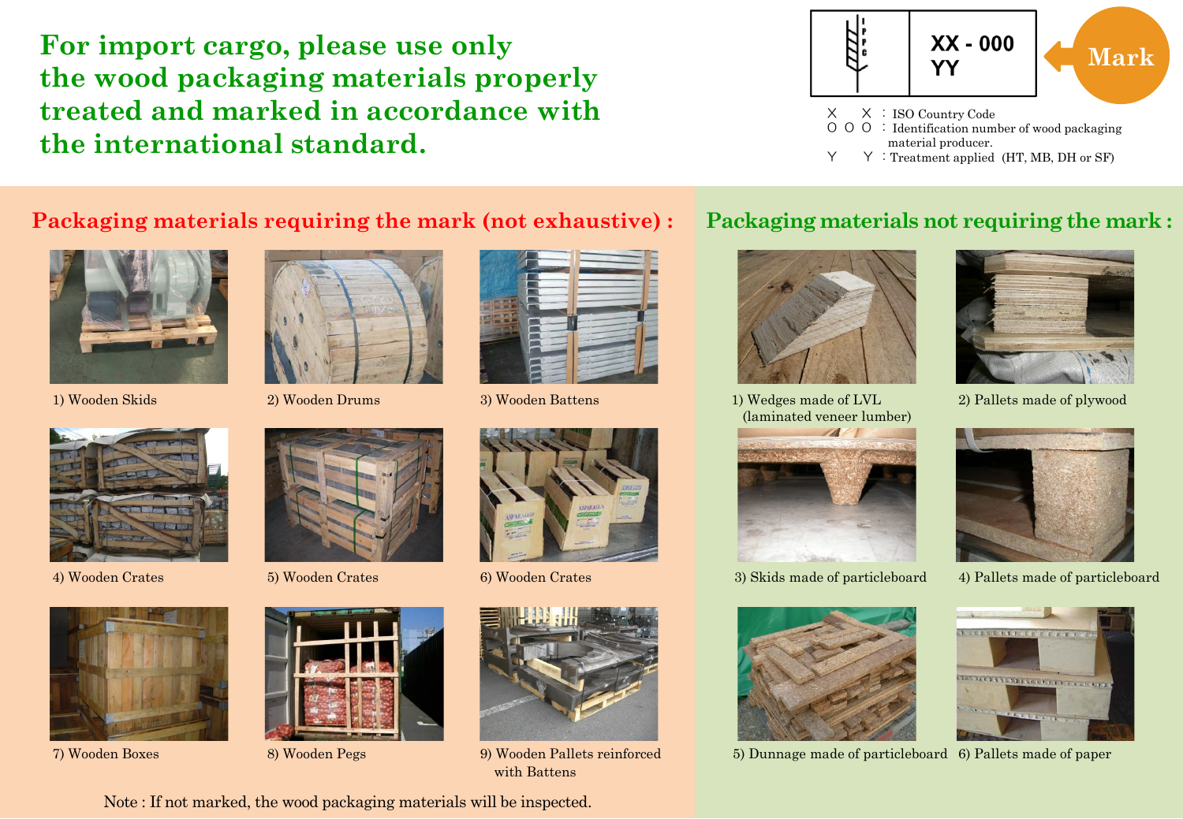# For import cargo, please use only the wood packaging materials properly treated and marked in accordance with the international standard.

IPPC | XX - 000 YY — Mark

X X : ISO Country Code
O O O : Identification number of wood packaging material producer.
Y Y : Treatment applied (HT, MB, DH or SF)

## Packaging materials requiring the mark (not exhaustive) :

1) Wooden Skids

2) Wooden Drums

3) Wooden Battens

4) Wooden Crates

5) Wooden Crates

6) Wooden Crates

7) Wooden Boxes

8) Wooden Pegs

9) Wooden Pallets reinforced with Battens

Note : If not marked, the wood packaging materials will be inspected.

## Packaging materials not requiring the mark :

1) Wedges made of LVL (laminated veneer lumber)

2) Pallets made of plywood

3) Skids made of particleboard

4) Pallets made of particleboard

5) Dunnage made of particleboard

6) Pallets made of paper